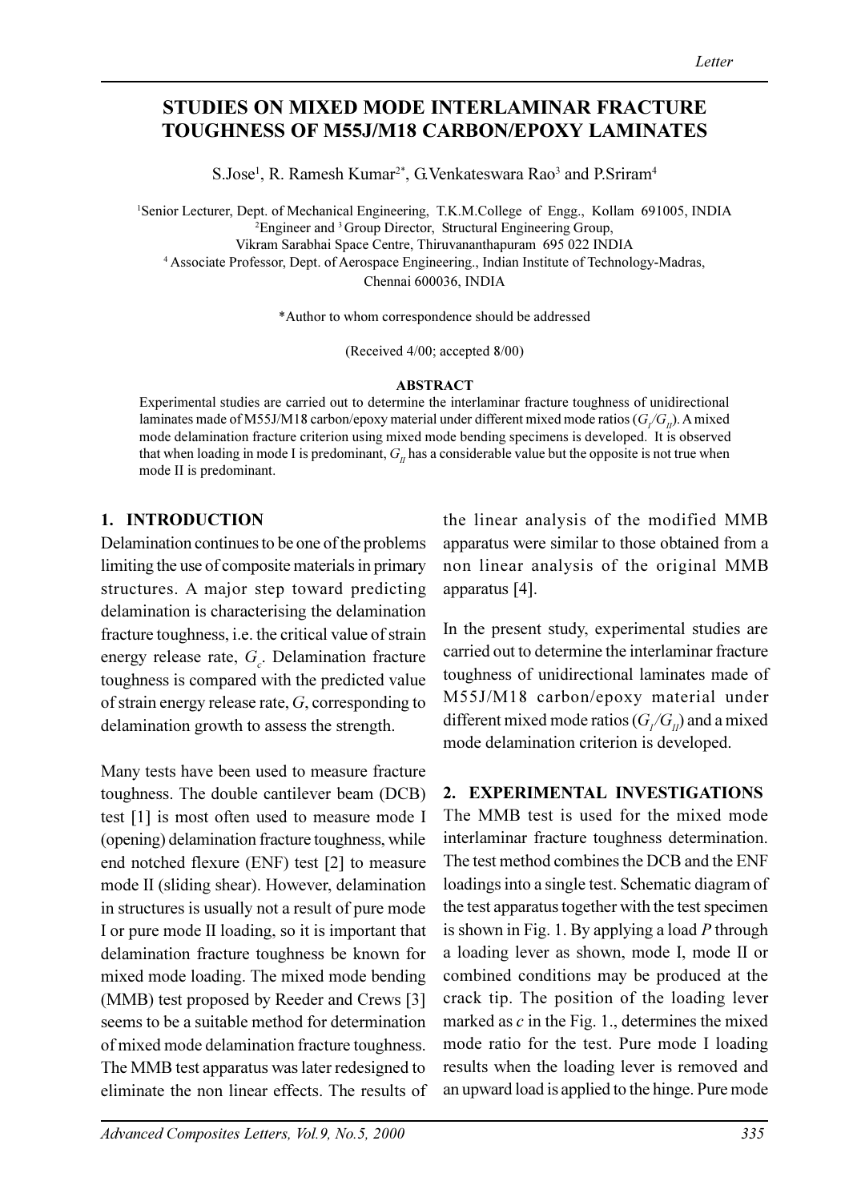# STUDIES ON MIXED MODE INTERLAMINAR FRACTURE TOUGHNESS OF M55J/M18 CARBON/EPOXY LAMINATES

S.Jose[1], R. Ramesh Kumar[2*], G.Venkateswara Rao[3] and P.Sriram[4]

[1]Senior Lecturer, Dept. of Mechanical Engineering, T.K.M.College of Engg., Kollam 691005, INDIA
[2]Engineer and [3]Group Director, Structural Engineering Group,
Vikram Sarabhai Space Centre, Thiruvananthapuram 695 022 INDIA
[4]Associate Professor, Dept. of Aerospace Engineering., Indian Institute of Technology-Madras,
Chennai 600036, INDIA

*Author to whom correspondence should be addressed

(Received 4/00; accepted 8/00)

**ABSTRACT**

Experimental studies are carried out to determine the interlaminar fracture toughness of unidirectional laminates made of M55J/M18 carbon/epoxy material under different mixed mode ratios ($G_I/G_{II}$). A mixed mode delamination fracture criterion using mixed mode bending specimens is developed. It is observed that when loading in mode I is predominant, $G_{II}$ has a considerable value but the opposite is not true when mode II is predominant.

## 1. INTRODUCTION

Delamination continues to be one of the problems limiting the use of composite materials in primary structures. A major step toward predicting delamination is characterising the delamination fracture toughness, i.e. the critical value of strain energy release rate, $G_c$. Delamination fracture toughness is compared with the predicted value of strain energy release rate, $G$, corresponding to delamination growth to assess the strength.

Many tests have been used to measure fracture toughness. The double cantilever beam (DCB) test [1] is most often used to measure mode I (opening) delamination fracture toughness, while end notched flexure (ENF) test [2] to measure mode II (sliding shear). However, delamination in structures is usually not a result of pure mode I or pure mode II loading, so it is important that delamination fracture toughness be known for mixed mode loading. The mixed mode bending (MMB) test proposed by Reeder and Crews [3] seems to be a suitable method for determination of mixed mode delamination fracture toughness. The MMB test apparatus was later redesigned to eliminate the non linear effects. The results of the linear analysis of the modified MMB apparatus were similar to those obtained from a non linear analysis of the original MMB apparatus [4].

In the present study, experimental studies are carried out to determine the interlaminar fracture toughness of unidirectional laminates made of M55J/M18 carbon/epoxy material under different mixed mode ratios ($G_I/G_{II}$) and a mixed mode delamination criterion is developed.

## 2. EXPERIMENTAL INVESTIGATIONS

The MMB test is used for the mixed mode interlaminar fracture toughness determination. The test method combines the DCB and the ENF loadings into a single test. Schematic diagram of the test apparatus together with the test specimen is shown in Fig. 1. By applying a load $P$ through a loading lever as shown, mode I, mode II or combined conditions may be produced at the crack tip. The position of the loading lever marked as $c$ in the Fig. 1., determines the mixed mode ratio for the test. Pure mode I loading results when the loading lever is removed and an upward load is applied to the hinge. Pure mode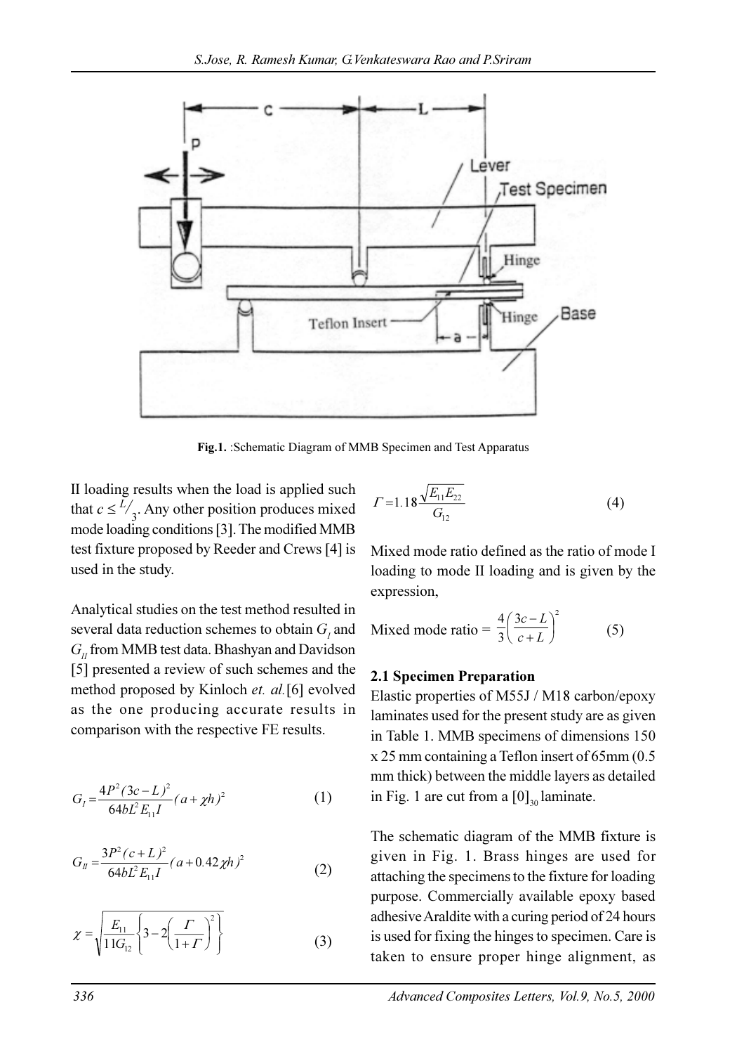**Fig.1.** :Schematic Diagram of MMB Specimen and Test Apparatus

II loading results when the load is applied such that $c \leq L/3$. Any other position produces mixed mode loading conditions [3]. The modified MMB test fixture proposed by Reeder and Crews [4] is used in the study.

Analytical studies on the test method resulted in several data reduction schemes to obtain $G_I$ and $G_{II}$ from MMB test data. Bhashyan and Davidson [5] presented a review of such schemes and the method proposed by Kinloch *et. al.*[6] evolved as the one producing accurate results in comparison with the respective FE results.

$$G_I = \frac{4P^2(3c-L)^2}{64bL^2E_{11}I}(a+\chi h)^2 \tag{1}$$

$$G_{II} = \frac{3P^2(c+L)^2}{64bL^2E_{11}I}(a+0.42\chi h)^2 \tag{2}$$

$$\chi = \sqrt{\frac{E_{11}}{11G_{12}}\left\{3-2\left(\frac{\Gamma}{1+\Gamma}\right)^2\right\}} \tag{3}$$

$$\Gamma = 1.18\frac{\sqrt{E_{11}E_{22}}}{G_{12}} \tag{4}$$

Mixed mode ratio defined as the ratio of mode I loading to mode II loading and is given by the expression,

$$\text{Mixed mode ratio} = \frac{4}{3}\left(\frac{3c-L}{c+L}\right)^2 \tag{5}$$

### 2.1 Specimen Preparation

Elastic properties of M55J / M18 carbon/epoxy laminates used for the present study are as given in Table 1. MMB specimens of dimensions 150 x 25 mm containing a Teflon insert of 65mm (0.5 mm thick) between the middle layers as detailed in Fig. 1 are cut from a $[0]_{30}$ laminate.

The schematic diagram of the MMB fixture is given in Fig. 1. Brass hinges are used for attaching the specimens to the fixture for loading purpose. Commercially available epoxy based adhesive Araldite with a curing period of 24 hours is used for fixing the hinges to specimen. Care is taken to ensure proper hinge alignment, as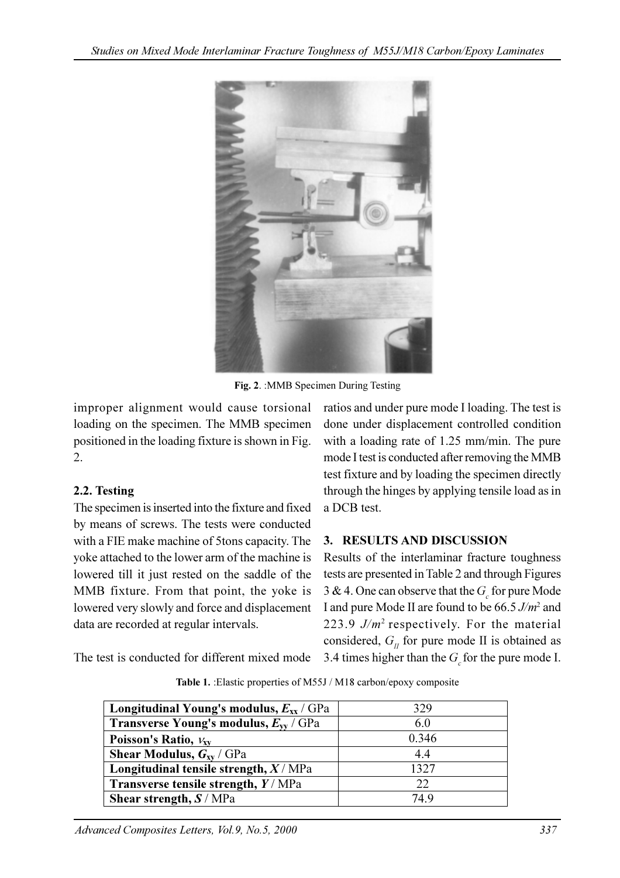Fig. 2. :MMB Specimen During Testing

improper alignment would cause torsional loading on the specimen. The MMB specimen positioned in the loading fixture is shown in Fig. 2.

### 2.2. Testing

The specimen is inserted into the fixture and fixed by means of screws. The tests were conducted with a FIE make machine of 5tons capacity. The yoke attached to the lower arm of the machine is lowered till it just rested on the saddle of the MMB fixture. From that point, the yoke is lowered very slowly and force and displacement data are recorded at regular intervals.

The test is conducted for different mixed mode ratios and under pure mode I loading. The test is done under displacement controlled condition with a loading rate of 1.25 mm/min. The pure mode I test is conducted after removing the MMB test fixture and by loading the specimen directly through the hinges by applying tensile load as in a DCB test.

## 3. RESULTS AND DISCUSSION

Results of the interlaminar fracture toughness tests are presented in Table 2 and through Figures 3 & 4. One can observe that the $G_c$ for pure Mode I and pure Mode II are found to be 66.5 $J/m^2$ and 223.9 $J/m^2$ respectively. For the material considered, $G_{II}$ for pure mode II is obtained as 3.4 times higher than the $G_c$ for the pure mode I.

**Table 1.** :Elastic properties of M55J / M18 carbon/epoxy composite

| | |
|---|---|
| **Longitudinal Young's modulus, $E_{xx}$ / GPa** | 329 |
| **Transverse Young's modulus, $E_{yy}$ / GPa** | 6.0 |
| **Poisson's Ratio, $\nu_{xy}$** | 0.346 |
| **Shear Modulus, $G_{xy}$ / GPa** | 4.4 |
| **Longitudinal tensile strength, $X$ / MPa** | 1327 |
| **Transverse tensile strength, $Y$ / MPa** | 22 |
| **Shear strength, $S$ / MPa** | 74.9 |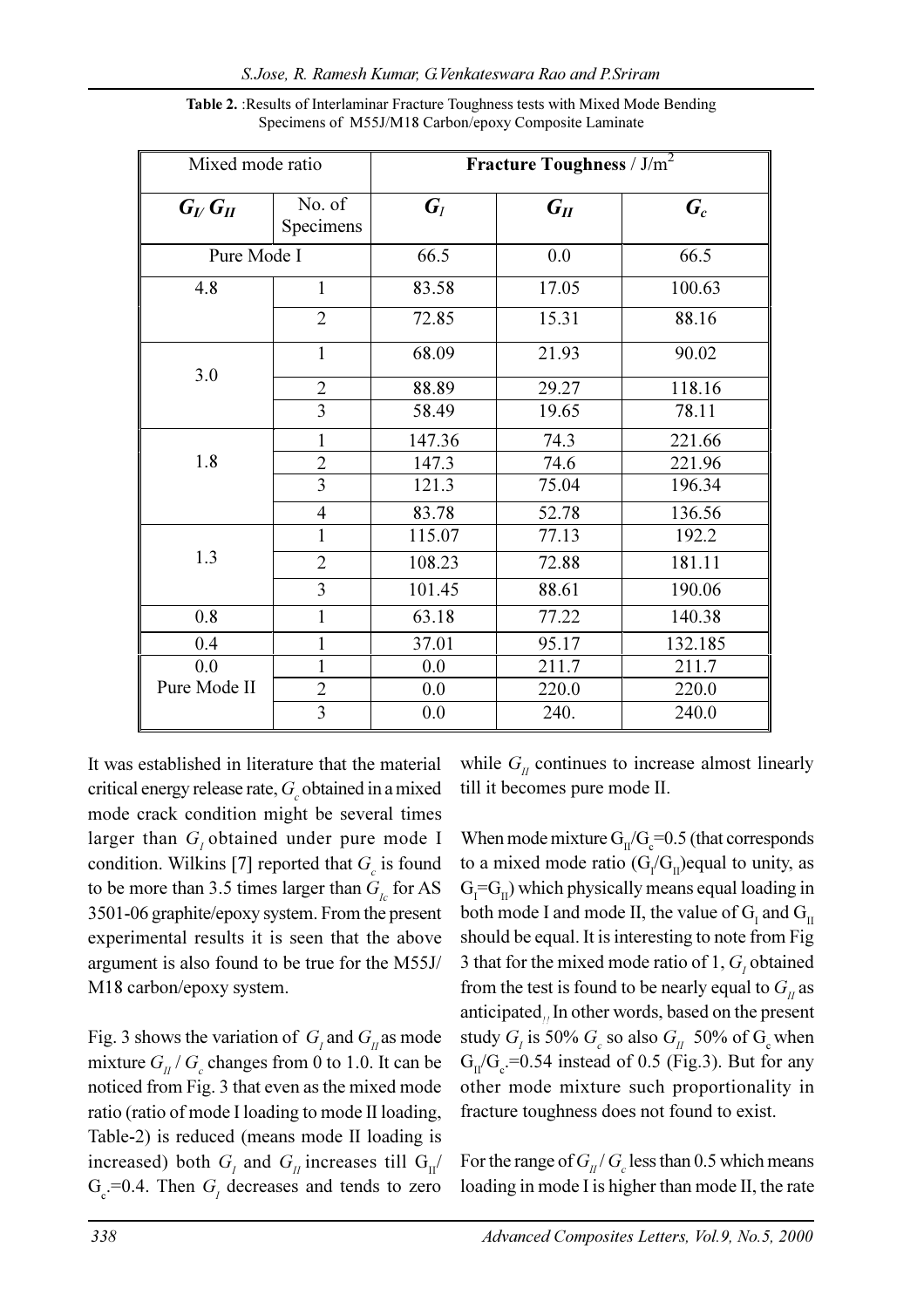**Table 2.** :Results of Interlaminar Fracture Toughness tests with Mixed Mode Bending Specimens of M55J/M18 Carbon/epoxy Composite Laminate

| Mixed mode ratio | | Fracture Toughness / J/m$^2$ | | |
|---|---|---|---|---|
| $G_I/G_{II}$ | No. of Specimens | $G_I$ | $G_{II}$ | $G_c$ |
| Pure Mode I | | 66.5 | 0.0 | 66.5 |
| 4.8 | 1 | 83.58 | 17.05 | 100.63 |
| | 2 | 72.85 | 15.31 | 88.16 |
| 3.0 | 1 | 68.09 | 21.93 | 90.02 |
| | 2 | 88.89 | 29.27 | 118.16 |
| | 3 | 58.49 | 19.65 | 78.11 |
| 1.8 | 1 | 147.36 | 74.3 | 221.66 |
| | 2 | 147.3 | 74.6 | 221.96 |
| | 3 | 121.3 | 75.04 | 196.34 |
| | 4 | 83.78 | 52.78 | 136.56 |
| 1.3 | 1 | 115.07 | 77.13 | 192.2 |
| | 2 | 108.23 | 72.88 | 181.11 |
| | 3 | 101.45 | 88.61 | 190.06 |
| 0.8 | 1 | 63.18 | 77.22 | 140.38 |
| 0.4 | 1 | 37.01 | 95.17 | 132.185 |
| 0.0 Pure Mode II | 1 | 0.0 | 211.7 | 211.7 |
| | 2 | 0.0 | 220.0 | 220.0 |
| | 3 | 0.0 | 240. | 240.0 |

It was established in literature that the material critical energy release rate, $G_c$ obtained in a mixed mode crack condition might be several times larger than $G_I$ obtained under pure mode I condition. Wilkins [7] reported that $G_c$ is found to be more than 3.5 times larger than $G_{Ic}$ for AS 3501-06 graphite/epoxy system. From the present experimental results it is seen that the above argument is also found to be true for the M55J/M18 carbon/epoxy system.

Fig. 3 shows the variation of $G_I$ and $G_{II}$ as mode mixture $G_{II}/G_c$ changes from 0 to 1.0. It can be noticed from Fig. 3 that even as the mixed mode ratio (ratio of mode I loading to mode II loading, Table-2) is reduced (means mode II loading is increased) both $G_I$ and $G_{II}$ increases till $G_{II}/G_c$=0.4. Then $G_I$ decreases and tends to zero while $G_{II}$ continues to increase almost linearly till it becomes pure mode II.

When mode mixture $G_{II}/G_c$=0.5 (that corresponds to a mixed mode ratio ($G_I/G_{II}$)equal to unity, as $G_I$=$G_{II}$) which physically means equal loading in both mode I and mode II, the value of $G_I$ and $G_{II}$ should be equal. It is interesting to note from Fig 3 that for the mixed mode ratio of 1, $G_I$ obtained from the test is found to be nearly equal to $G_{II}$ as anticipated. In other words, based on the present study $G_I$ is 50% $G_c$ so also $G_{II}$ 50% of $G_c$ when $G_{II}/G_c$=0.54 instead of 0.5 (Fig.3). But for any other mode mixture such proportionality in fracture toughness does not found to exist.

For the range of $G_{II}/G_c$ less than 0.5 which means loading in mode I is higher than mode II, the rate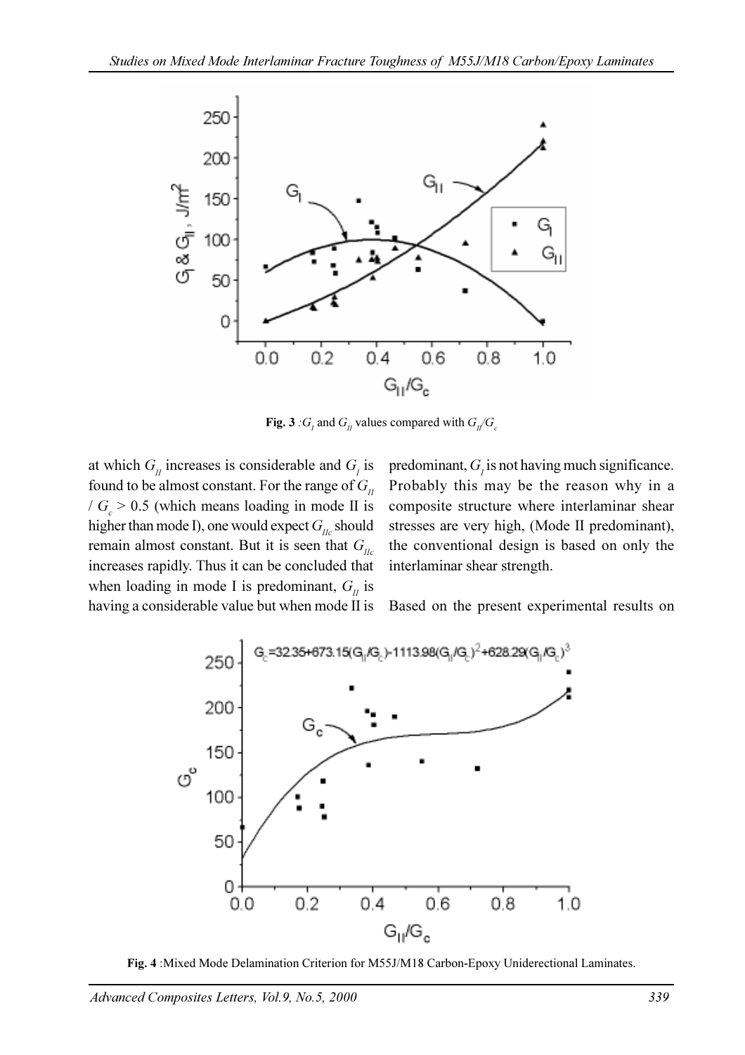**Fig. 3** : $G_I$ and $G_{II}$ values compared with $G_{II}/G_c$

at which $G_{II}$ increases is considerable and $G_I$ is found to be almost constant. For the range of $G_{II}$ / $G_c$ > 0.5 (which means loading in mode II is higher than mode I), one would expect $G_{IIc}$ should remain almost constant. But it is seen that $G_{IIc}$ increases rapidly. Thus it can be concluded that when loading in mode I is predominant, $G_{II}$ is having a considerable value but when mode II is predominant, $G_I$ is not having much significance. Probably this may be the reason why in a composite structure where interlaminar shear stresses are very high, (Mode II predominant), the conventional design is based on only the interlaminar shear strength.

Based on the present experimental results on

**Fig. 4** : Mixed Mode Delamination Criterion for M55J/M18 Carbon-Epoxy Uniderectional Laminates.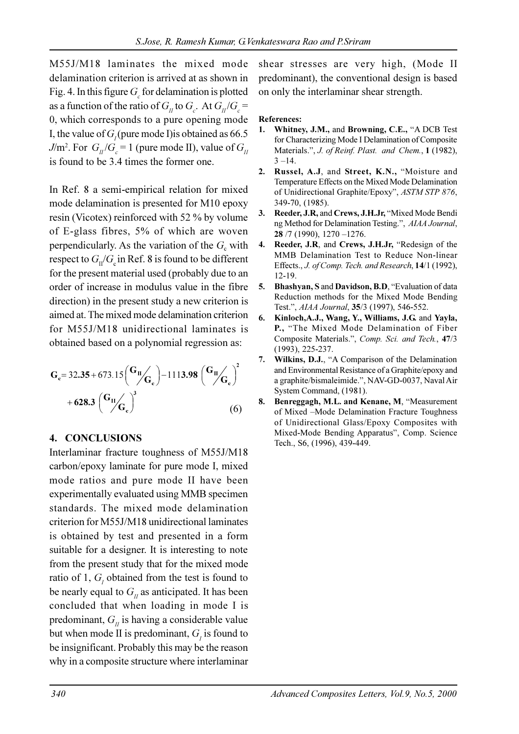M55J/M18 laminates the mixed mode delamination criterion is arrived at as shown in Fig. 4. In this figure $G_c$ for delamination is plotted as a function of the ratio of $G_{II}$ to $G_c$. At $G_{II}/G_c = 0$, which corresponds to a pure opening mode I, the value of $G_I$ (pure mode I)is obtained as 66.5 $J/m^2$. For $G_{II}/G_c = 1$ (pure mode II), value of $G_{II}$ is found to be 3.4 times the former one.

In Ref. 8 a semi-empirical relation for mixed mode delamination is presented for M10 epoxy resin (Vicotex) reinforced with 52 % by volume of E-glass fibres, 5% of which are woven perpendicularly. As the variation of the $G_c$ with respect to $G_{II}/G_c$ in Ref. 8 is found to be different for the present material used (probably due to an order of increase in modulus value in the fibre direction) in the present study a new criterion is aimed at. The mixed mode delamination criterion for M55J/M18 unidirectional laminates is obtained based on a polynomial regression as:

$$\mathbf{G_c} = 32.35 + 673.15\left(\mathbf{G_{II}}/\mathbf{G_c}\right) - 1113.98\left(\mathbf{G_{II}}/\mathbf{G_c}\right)^2 + 628.3\left(\mathbf{G_{II}}/\mathbf{G_c}\right)^3 \tag{6}$$

## 4. CONCLUSIONS

Interlaminar fracture toughness of M55J/M18 carbon/epoxy laminate for pure mode I, mixed mode ratios and pure mode II have been experimentally evaluated using MMB specimen standards. The mixed mode delamination criterion for M55J/M18 unidirectional laminates is obtained by test and presented in a form suitable for a designer. It is interesting to note from the present study that for the mixed mode ratio of 1, $G_I$ obtained from the test is found to be nearly equal to $G_{II}$ as anticipated. It has been concluded that when loading in mode I is predominant, $G_{II}$ is having a considerable value but when mode II is predominant, $G_I$ is found to be insignificant. Probably this may be the reason why in a composite structure where interlaminar shear stresses are very high, (Mode II predominant), the conventional design is based on only the interlaminar shear strength.

**References:**

1. **Whitney, J.M.,** and **Browning, C.E.,** "A DCB Test for Characterizing Mode I Delamination of Composite Materials.", *J. of Reinf. Plast. and Chem.*, **1** (1982), 3 –14.
2. **Russel, A.J**, and **Street, K.N.,** "Moisture and Temperature Effects on the Mixed Mode Delamination of Unidirectional Graphite/Epoxy", *ASTM STP 876*, 349-70, (1985).
3. **Reeder, J.R,** and **Crews, J.H.Jr,** "Mixed Mode Bending Method for Delamination Testing.", *AIAA Journal*, **28** /7 (1990), 1270 –1276.
4. **Reeder, J.R**, and **Crews, J.H.Jr**, "Redesign of the MMB Delamination Test to Reduce Non-linear Effects., *J. of Comp. Tech. and Research*, **14**/1 (1992), 12-19.
5. **Bhashyan, S** and **Davidson, B.D**, "Evaluation of data Reduction methods for the Mixed Mode Bending Test.", *AIAA Journal*, **35**/3 (1997), 546-552.
6. **Kinloch,A.J., Wang, Y., Williams, J.G.** and **Yayla, P.,** "The Mixed Mode Delamination of Fiber Composite Materials.", *Comp. Sci. and Tech.*, **47**/3 (1993), 225-237.
7. **Wilkins, D.J.**, "A Comparison of the Delamination and Environmental Resistance of a Graphite/epoxy and a graphite/bismaleimide.", NAV-GD-0037, Naval Air System Command, (1981).
8. **Benreggagh, M.L. and Kenane, M**, "Measurement of Mixed –Mode Delamination Fracture Toughness of Unidirectional Glass/Epoxy Composites with Mixed-Mode Bending Apparatus", Comp. Science Tech., S6, (1996), 439-449.